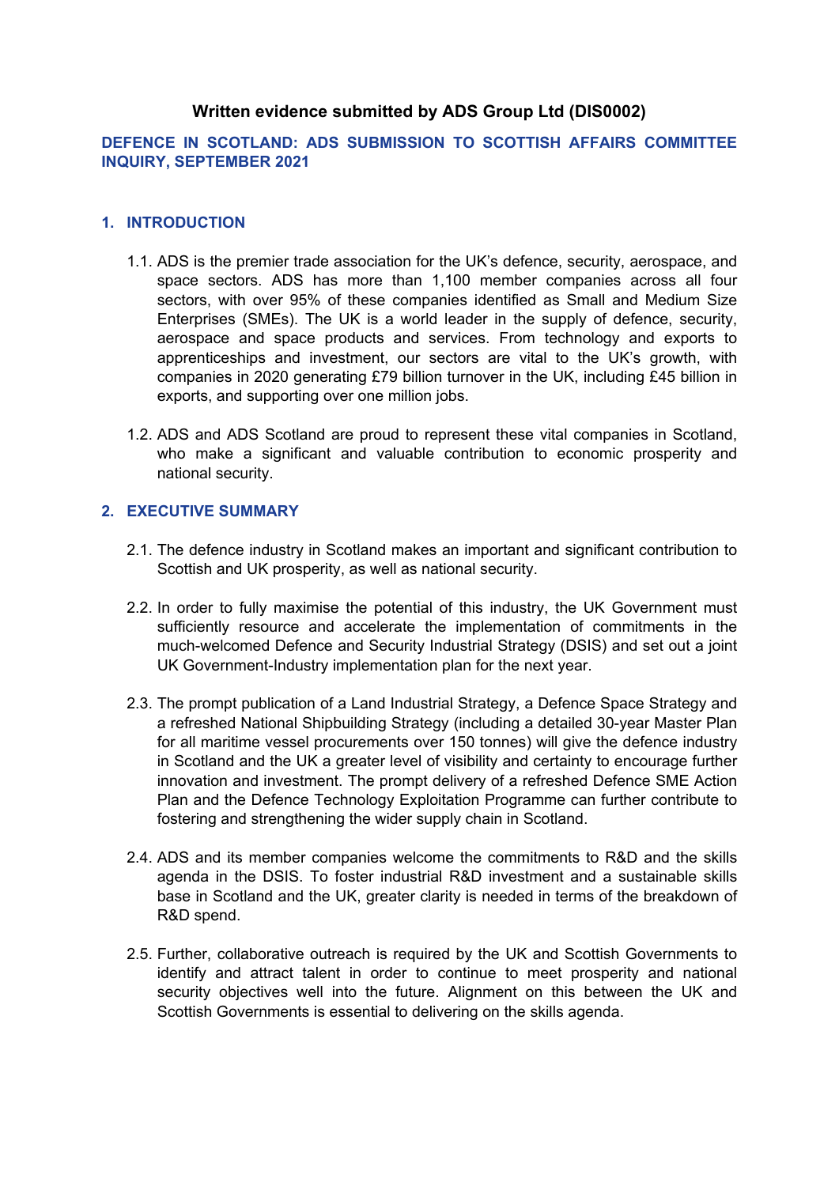# Written evidence submitted by ADS Group Ltd (DIS0002)

## DEFENCE IN SCOTLAND: ADS SUBMISSION TO SCOTTISH AFFAIRS COMMITTEE INQUIRY, SEPTEMBER 2021

## 1. INTRODUCTION

1.1. ADS is the premier trade association for the UK's defence, security, aerospace, and space sectors. ADS has more than 1,100 member companies across all four sectors, with over 95% of these companies identified as Small and Medium Size Enterprises (SMEs). The UK is a world leader in the supply of defence, security, aerospace and space products and services. From technology and exports to apprenticeships and investment, our sectors are vital to the UK's growth, with companies in 2020 generating £79 billion turnover in the UK, including £45 billion in exports, and supporting over one million jobs.

1.2. ADS and ADS Scotland are proud to represent these vital companies in Scotland, who make a significant and valuable contribution to economic prosperity and national security.

## 2. EXECUTIVE SUMMARY

2.1. The defence industry in Scotland makes an important and significant contribution to Scottish and UK prosperity, as well as national security.

2.2. In order to fully maximise the potential of this industry, the UK Government must sufficiently resource and accelerate the implementation of commitments in the much-welcomed Defence and Security Industrial Strategy (DSIS) and set out a joint UK Government-Industry implementation plan for the next year.

2.3. The prompt publication of a Land Industrial Strategy, a Defence Space Strategy and a refreshed National Shipbuilding Strategy (including a detailed 30-year Master Plan for all maritime vessel procurements over 150 tonnes) will give the defence industry in Scotland and the UK a greater level of visibility and certainty to encourage further innovation and investment. The prompt delivery of a refreshed Defence SME Action Plan and the Defence Technology Exploitation Programme can further contribute to fostering and strengthening the wider supply chain in Scotland.

2.4. ADS and its member companies welcome the commitments to R&D and the skills agenda in the DSIS. To foster industrial R&D investment and a sustainable skills base in Scotland and the UK, greater clarity is needed in terms of the breakdown of R&D spend.

2.5. Further, collaborative outreach is required by the UK and Scottish Governments to identify and attract talent in order to continue to meet prosperity and national security objectives well into the future. Alignment on this between the UK and Scottish Governments is essential to delivering on the skills agenda.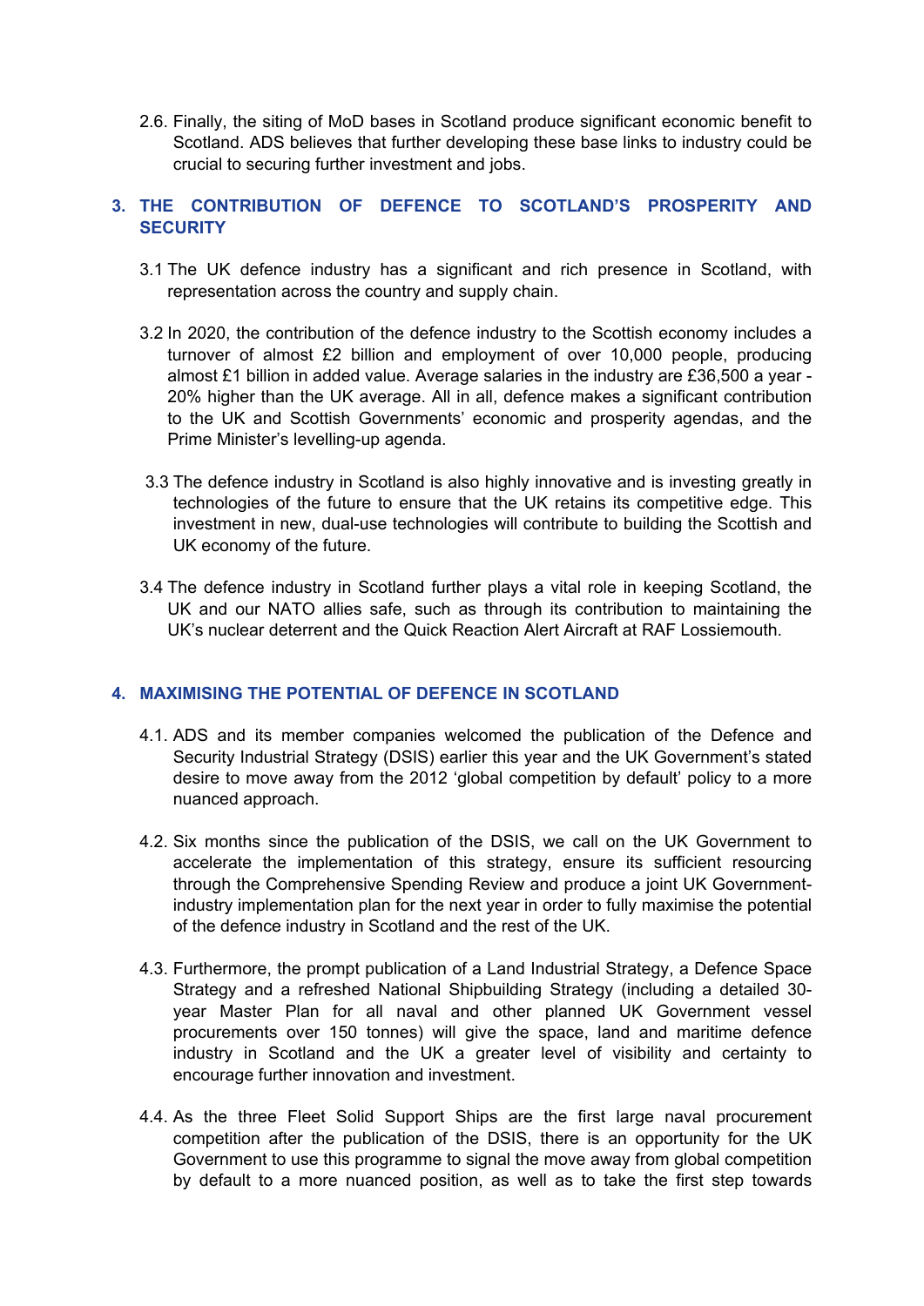2.6. Finally, the siting of MoD bases in Scotland produce significant economic benefit to Scotland. ADS believes that further developing these base links to industry could be crucial to securing further investment and jobs.

## 3. THE CONTRIBUTION OF DEFENCE TO SCOTLAND'S PROSPERITY AND SECURITY

3.1 The UK defence industry has a significant and rich presence in Scotland, with representation across the country and supply chain.

3.2 In 2020, the contribution of the defence industry to the Scottish economy includes a turnover of almost £2 billion and employment of over 10,000 people, producing almost £1 billion in added value. Average salaries in the industry are £36,500 a year - 20% higher than the UK average. All in all, defence makes a significant contribution to the UK and Scottish Governments' economic and prosperity agendas, and the Prime Minister's levelling-up agenda.

3.3 The defence industry in Scotland is also highly innovative and is investing greatly in technologies of the future to ensure that the UK retains its competitive edge. This investment in new, dual-use technologies will contribute to building the Scottish and UK economy of the future.

3.4 The defence industry in Scotland further plays a vital role in keeping Scotland, the UK and our NATO allies safe, such as through its contribution to maintaining the UK's nuclear deterrent and the Quick Reaction Alert Aircraft at RAF Lossiemouth.

## 4. MAXIMISING THE POTENTIAL OF DEFENCE IN SCOTLAND

4.1. ADS and its member companies welcomed the publication of the Defence and Security Industrial Strategy (DSIS) earlier this year and the UK Government's stated desire to move away from the 2012 'global competition by default' policy to a more nuanced approach.

4.2. Six months since the publication of the DSIS, we call on the UK Government to accelerate the implementation of this strategy, ensure its sufficient resourcing through the Comprehensive Spending Review and produce a joint UK Government-industry implementation plan for the next year in order to fully maximise the potential of the defence industry in Scotland and the rest of the UK.

4.3. Furthermore, the prompt publication of a Land Industrial Strategy, a Defence Space Strategy and a refreshed National Shipbuilding Strategy (including a detailed 30-year Master Plan for all naval and other planned UK Government vessel procurements over 150 tonnes) will give the space, land and maritime defence industry in Scotland and the UK a greater level of visibility and certainty to encourage further innovation and investment.

4.4. As the three Fleet Solid Support Ships are the first large naval procurement competition after the publication of the DSIS, there is an opportunity for the UK Government to use this programme to signal the move away from global competition by default to a more nuanced position, as well as to take the first step towards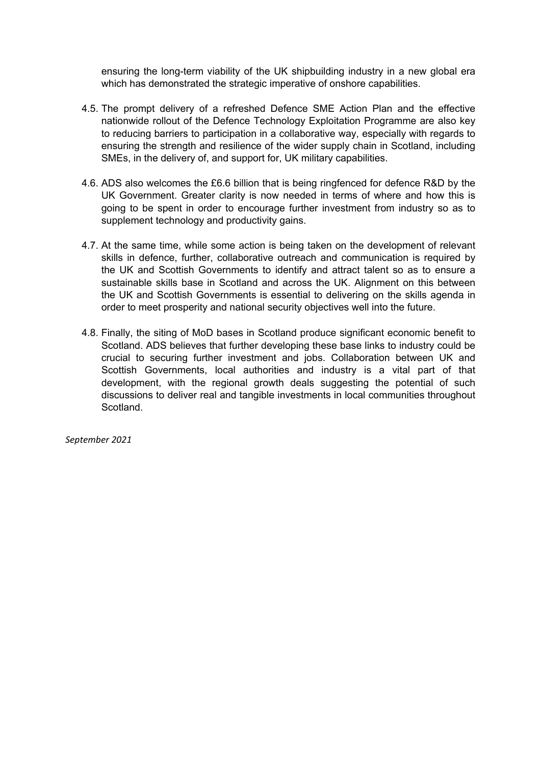ensuring the long-term viability of the UK shipbuilding industry in a new global era which has demonstrated the strategic imperative of onshore capabilities.

4.5. The prompt delivery of a refreshed Defence SME Action Plan and the effective nationwide rollout of the Defence Technology Exploitation Programme are also key to reducing barriers to participation in a collaborative way, especially with regards to ensuring the strength and resilience of the wider supply chain in Scotland, including SMEs, in the delivery of, and support for, UK military capabilities.

4.6. ADS also welcomes the £6.6 billion that is being ringfenced for defence R&D by the UK Government. Greater clarity is now needed in terms of where and how this is going to be spent in order to encourage further investment from industry so as to supplement technology and productivity gains.

4.7. At the same time, while some action is being taken on the development of relevant skills in defence, further, collaborative outreach and communication is required by the UK and Scottish Governments to identify and attract talent so as to ensure a sustainable skills base in Scotland and across the UK. Alignment on this between the UK and Scottish Governments is essential to delivering on the skills agenda in order to meet prosperity and national security objectives well into the future.

4.8. Finally, the siting of MoD bases in Scotland produce significant economic benefit to Scotland. ADS believes that further developing these base links to industry could be crucial to securing further investment and jobs. Collaboration between UK and Scottish Governments, local authorities and industry is a vital part of that development, with the regional growth deals suggesting the potential of such discussions to deliver real and tangible investments in local communities throughout Scotland.

*September 2021*